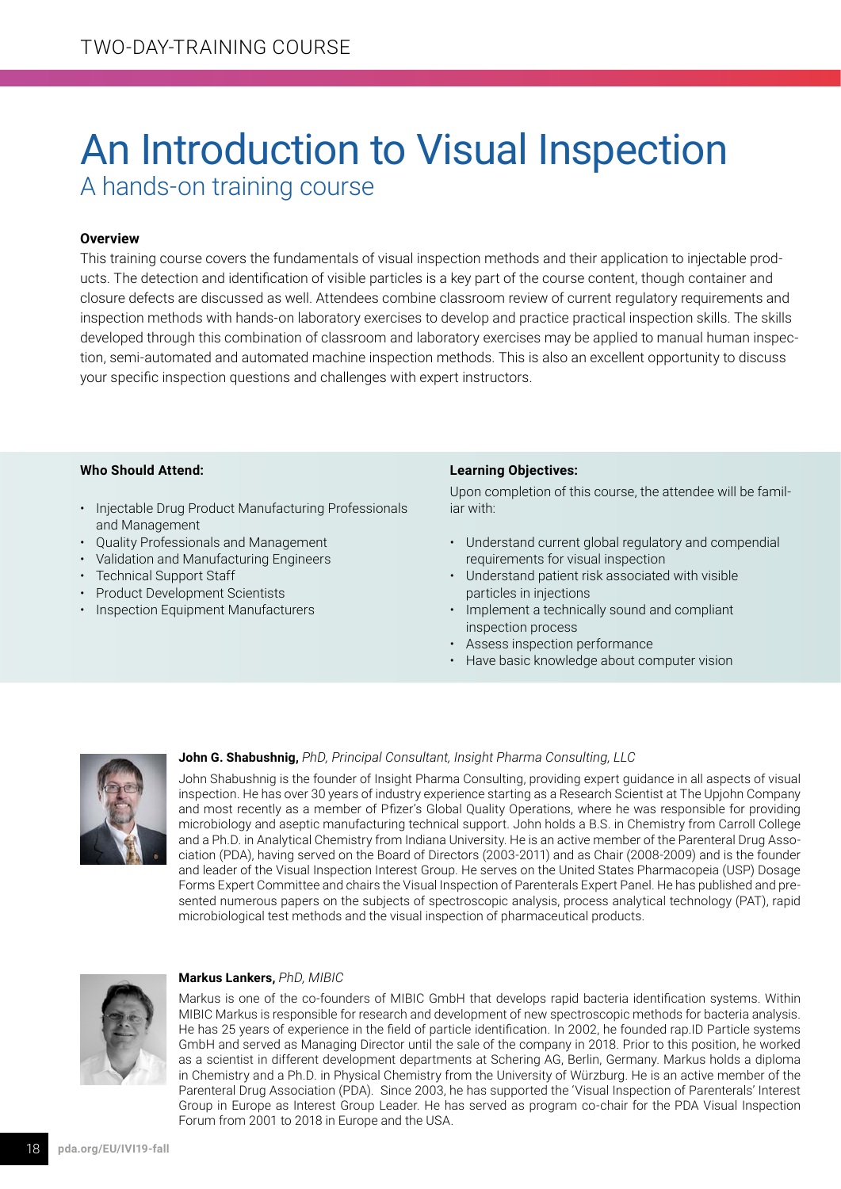TWO-DAY-TRAINING COURSE

# An Introduction to Visual Inspection

## A hands-on training course

**Overview**

This training course covers the fundamentals of visual inspection methods and their application to injectable products. The detection and identification of visible particles is a key part of the course content, though container and closure defects are discussed as well. Attendees combine classroom review of current regulatory requirements and inspection methods with hands-on laboratory exercises to develop and practice practical inspection skills. The skills developed through this combination of classroom and laboratory exercises may be applied to manual human inspection, semi-automated and automated machine inspection methods. This is also an excellent opportunity to discuss your specific inspection questions and challenges with expert instructors.

**Who Should Attend:**

- Injectable Drug Product Manufacturing Professionals and Management
- Quality Professionals and Management
- Validation and Manufacturing Engineers
- Technical Support Staff
- Product Development Scientists
- Inspection Equipment Manufacturers

**Learning Objectives:**

Upon completion of this course, the attendee will be familiar with:

- Understand current global regulatory and compendial requirements for visual inspection
- Understand patient risk associated with visible particles in injections
- Implement a technically sound and compliant inspection process
- Assess inspection performance
- Have basic knowledge about computer vision

**John G. Shabushnig,** *PhD, Principal Consultant, Insight Pharma Consulting, LLC*

John Shabushnig is the founder of Insight Pharma Consulting, providing expert guidance in all aspects of visual inspection. He has over 30 years of industry experience starting as a Research Scientist at The Upjohn Company and most recently as a member of Pfizer's Global Quality Operations, where he was responsible for providing microbiology and aseptic manufacturing technical support. John holds a B.S. in Chemistry from Carroll College and a Ph.D. in Analytical Chemistry from Indiana University. He is an active member of the Parenteral Drug Association (PDA), having served on the Board of Directors (2003-2011) and as Chair (2008-2009) and is the founder and leader of the Visual Inspection Interest Group. He serves on the United States Pharmacopeia (USP) Dosage Forms Expert Committee and chairs the Visual Inspection of Parenterals Expert Panel. He has published and presented numerous papers on the subjects of spectroscopic analysis, process analytical technology (PAT), rapid microbiological test methods and the visual inspection of pharmaceutical products.

**Markus Lankers,** *PhD, MIBIC*

Markus is one of the co-founders of MIBIC GmbH that develops rapid bacteria identification systems. Within MIBIC Markus is responsible for research and development of new spectroscopic methods for bacteria analysis. He has 25 years of experience in the field of particle identification. In 2002, he founded rap.ID Particle systems GmbH and served as Managing Director until the sale of the company in 2018. Prior to this position, he worked as a scientist in different development departments at Schering AG, Berlin, Germany. Markus holds a diploma in Chemistry and a Ph.D. in Physical Chemistry from the University of Würzburg. He is an active member of the Parenteral Drug Association (PDA). Since 2003, he has supported the 'Visual Inspection of Parenterals' Interest Group in Europe as Interest Group Leader. He has served as program co-chair for the PDA Visual Inspection Forum from 2001 to 2018 in Europe and the USA.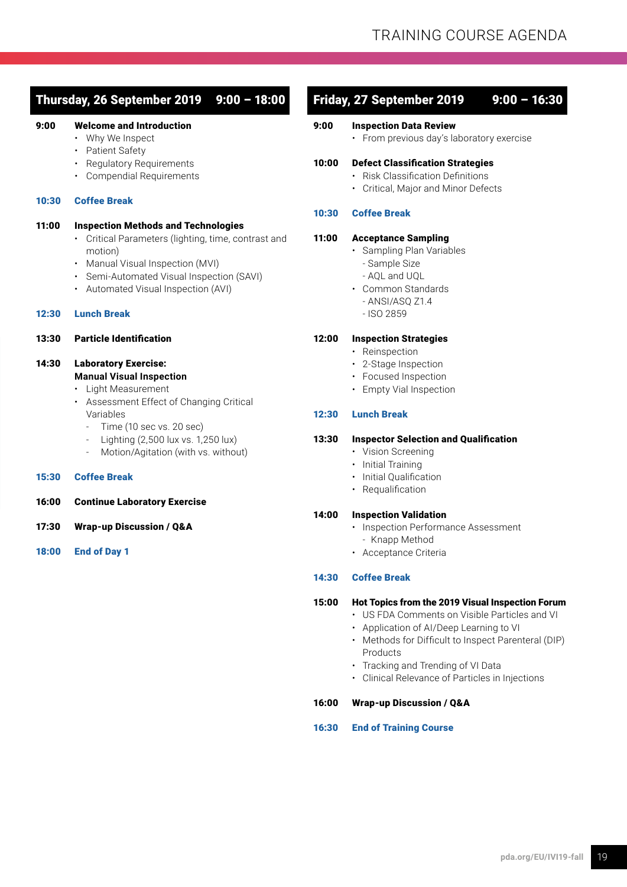# TRAINING COURSE AGENDA

## Thursday, 26 September 2019 9:00 – 18:00

**9:00 Welcome and Introduction**
- Why We Inspect
- Patient Safety
- Regulatory Requirements
- Compendial Requirements

**10:30 Coffee Break**

**11:00 Inspection Methods and Technologies**
- Critical Parameters (lighting, time, contrast and motion)
- Manual Visual Inspection (MVI)
- Semi-Automated Visual Inspection (SAVI)
- Automated Visual Inspection (AVI)

**12:30 Lunch Break**

**13:30 Particle Identification**

**14:30 Laboratory Exercise: Manual Visual Inspection**
- Light Measurement
- Assessment Effect of Changing Critical Variables
  - Time (10 sec vs. 20 sec)
  - Lighting (2,500 lux vs. 1,250 lux)
  - Motion/Agitation (with vs. without)

**15:30 Coffee Break**

**16:00 Continue Laboratory Exercise**

**17:30 Wrap-up Discussion / Q&A**

**18:00 End of Day 1**

## Friday, 27 September 2019 9:00 – 16:30

**9:00 Inspection Data Review**
- From previous day's laboratory exercise

**10:00 Defect Classification Strategies**
- Risk Classification Definitions
- Critical, Major and Minor Defects

**10:30 Coffee Break**

**11:00 Acceptance Sampling**
- Sampling Plan Variables
  - Sample Size
  - AQL and UQL
- Common Standards
  - ANSI/ASQ Z1.4
  - ISO 2859

**12:00 Inspection Strategies**
- Reinspection
- 2-Stage Inspection
- Focused Inspection
- Empty Vial Inspection

**12:30 Lunch Break**

**13:30 Inspector Selection and Qualification**
- Vision Screening
- Initial Training
- Initial Qualification
- Requalification

**14:00 Inspection Validation**
- Inspection Performance Assessment
  - Knapp Method
- Acceptance Criteria

**14:30 Coffee Break**

**15:00 Hot Topics from the 2019 Visual Inspection Forum**
- US FDA Comments on Visible Particles and VI
- Application of AI/Deep Learning to VI
- Methods for Difficult to Inspect Parenteral (DIP) Products
- Tracking and Trending of VI Data
- Clinical Relevance of Particles in Injections

**16:00 Wrap-up Discussion / Q&A**

**16:30 End of Training Course**